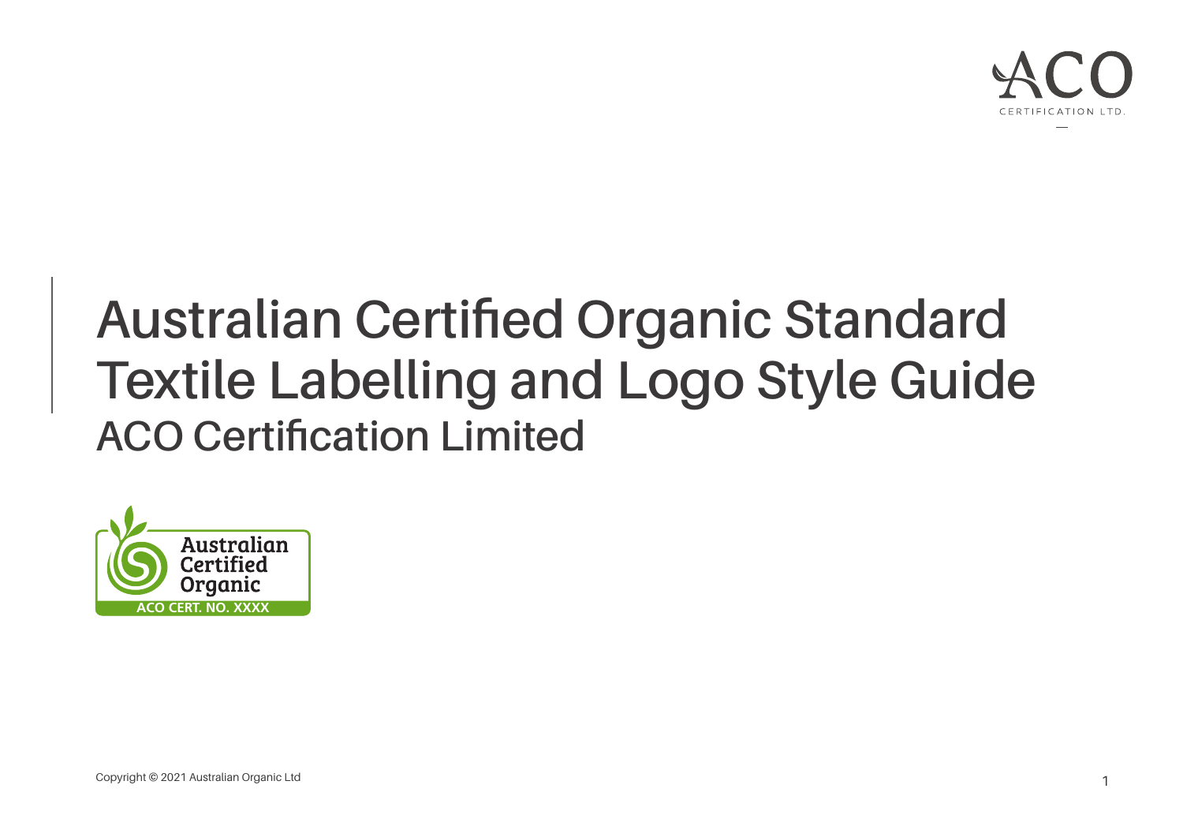# Australian Certified Organic Standard Textile Labelling and Logo Style Guide

## ACO Certification Limited

Copyright © 2021 Australian Organic Ltd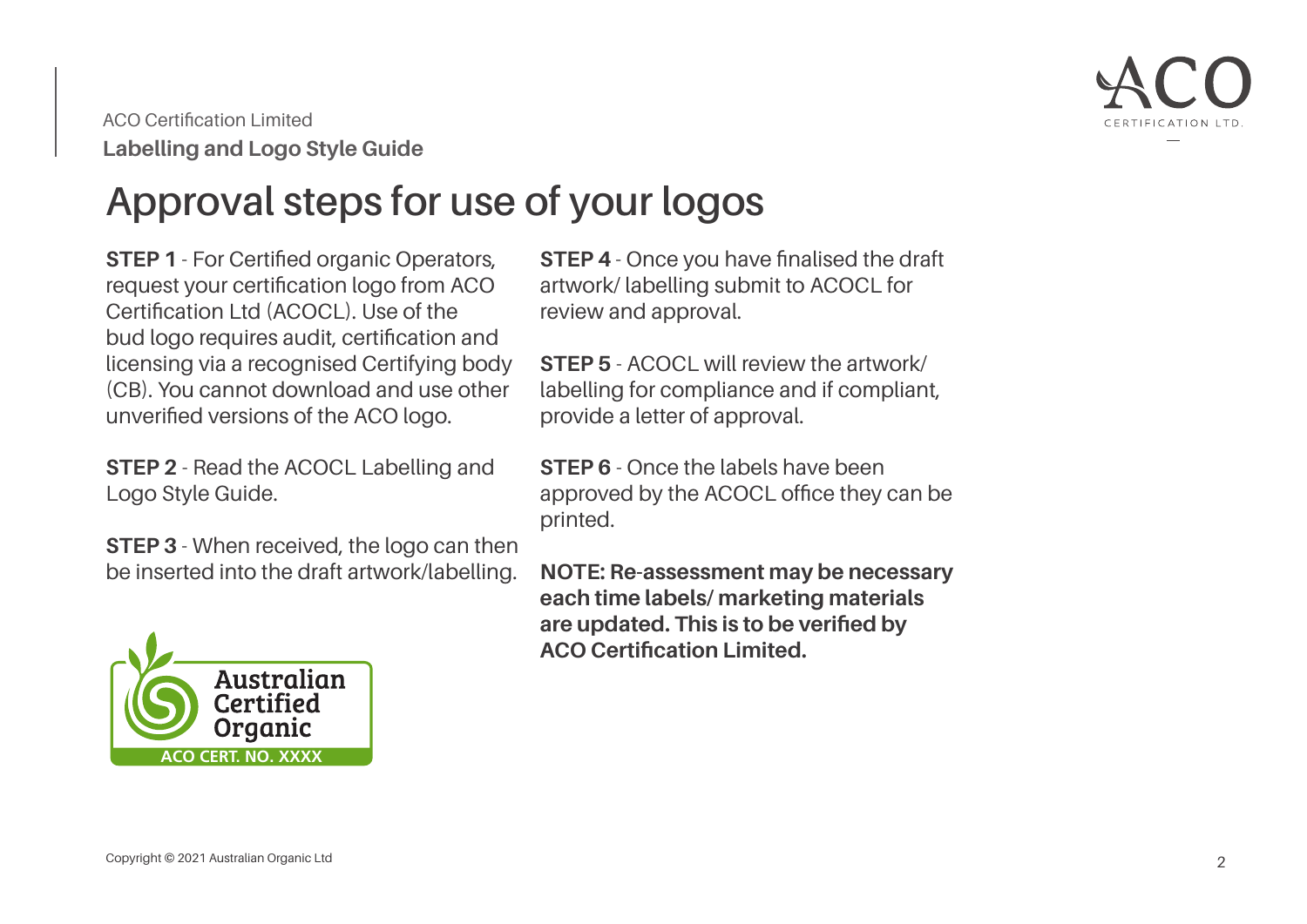# Approval steps for use of your logos

**STEP 1** - For Certified organic Operators, request your certification logo from ACO Certification Ltd (ACOCL). Use of the bud logo requires audit, certification and licensing via a recognised Certifying body (CB). You cannot download and use other unverified versions of the ACO logo.

**STEP 2** - Read the ACOCL Labelling and Logo Style Guide.

**STEP 3** - When received, the logo can then be inserted into the draft artwork/labelling.

**STEP 4** - Once you have finalised the draft artwork/ labelling submit to ACOCL for review and approval.

**STEP 5** - ACOCL will review the artwork/ labelling for compliance and if compliant, provide a letter of approval.

**STEP 6** - Once the labels have been approved by the ACOCL office they can be printed.

**NOTE: Re-assessment may be necessary each time labels/ marketing materials are updated. This is to be verified by ACO Certification Limited.**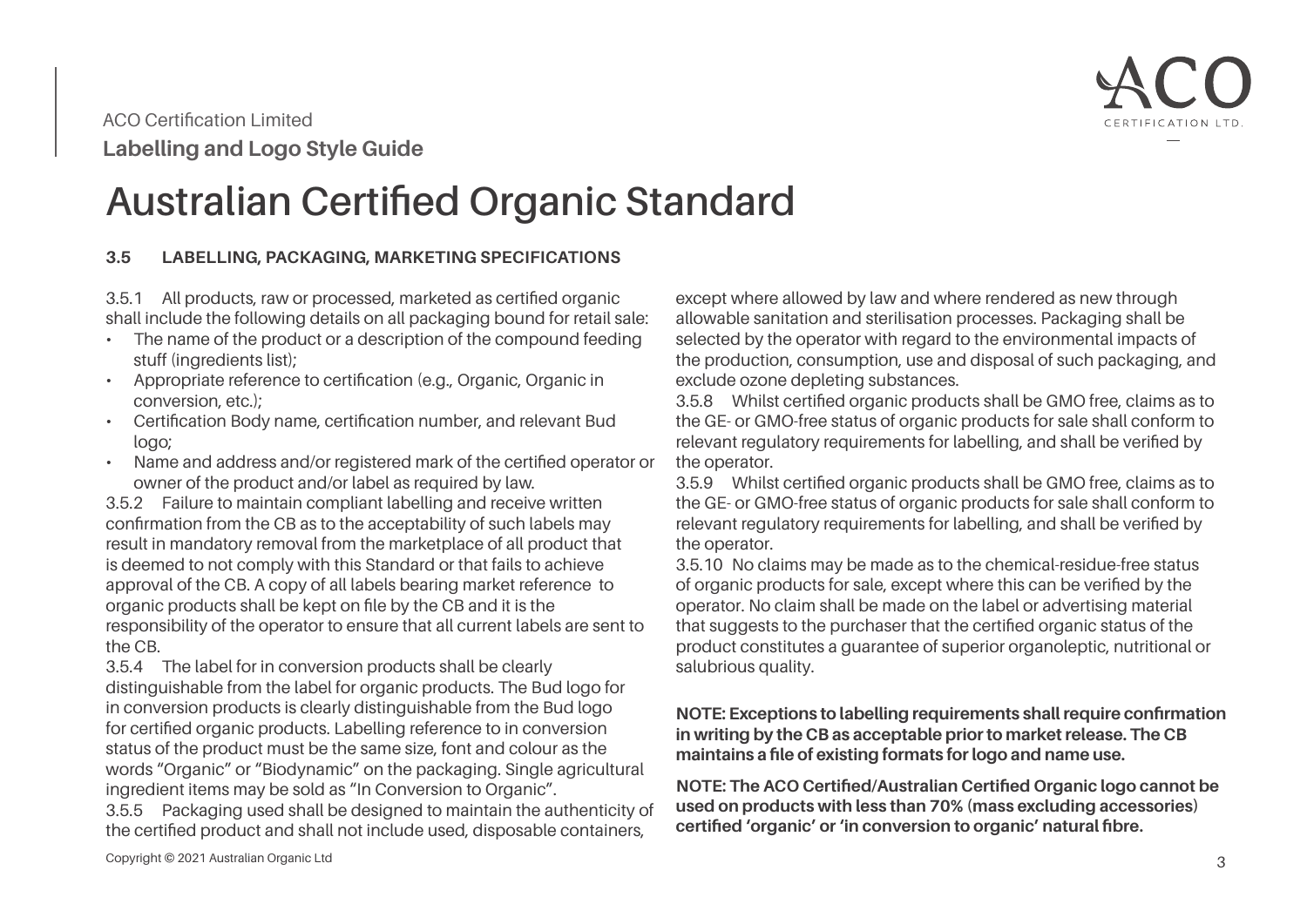# Australian Certified Organic Standard

### 3.5 LABELLING, PACKAGING, MARKETING SPECIFICATIONS

3.5.1 All products, raw or processed, marketed as certified organic shall include the following details on all packaging bound for retail sale:

- The name of the product or a description of the compound feeding stuff (ingredients list);
- Appropriate reference to certification (e.g., Organic, Organic in conversion, etc.);
- Certification Body name, certification number, and relevant Bud logo;
- Name and address and/or registered mark of the certified operator or owner of the product and/or label as required by law.

3.5.2 Failure to maintain compliant labelling and receive written confirmation from the CB as to the acceptability of such labels may result in mandatory removal from the marketplace of all product that is deemed to not comply with this Standard or that fails to achieve approval of the CB. A copy of all labels bearing market reference to organic products shall be kept on file by the CB and it is the responsibility of the operator to ensure that all current labels are sent to the CB.

3.5.4 The label for in conversion products shall be clearly distinguishable from the label for organic products. The Bud logo for in conversion products is clearly distinguishable from the Bud logo for certified organic products. Labelling reference to in conversion status of the product must be the same size, font and colour as the words "Organic" or "Biodynamic" on the packaging. Single agricultural ingredient items may be sold as "In Conversion to Organic".

3.5.5 Packaging used shall be designed to maintain the authenticity of the certified product and shall not include used, disposable containers, except where allowed by law and where rendered as new through allowable sanitation and sterilisation processes. Packaging shall be selected by the operator with regard to the environmental impacts of the production, consumption, use and disposal of such packaging, and exclude ozone depleting substances.

3.5.8 Whilst certified organic products shall be GMO free, claims as to the GE- or GMO-free status of organic products for sale shall conform to relevant regulatory requirements for labelling, and shall be verified by the operator.

3.5.9 Whilst certified organic products shall be GMO free, claims as to the GE- or GMO-free status of organic products for sale shall conform to relevant regulatory requirements for labelling, and shall be verified by the operator.

3.5.10 No claims may be made as to the chemical-residue-free status of organic products for sale, except where this can be verified by the operator. No claim shall be made on the label or advertising material that suggests to the purchaser that the certified organic status of the product constitutes a guarantee of superior organoleptic, nutritional or salubrious quality.

**NOTE: Exceptions to labelling requirements shall require confirmation in writing by the CB as acceptable prior to market release. The CB maintains a file of existing formats for logo and name use.**

**NOTE: The ACO Certified/Australian Certified Organic logo cannot be used on products with less than 70% (mass excluding accessories) certified 'organic' or 'in conversion to organic' natural fibre.**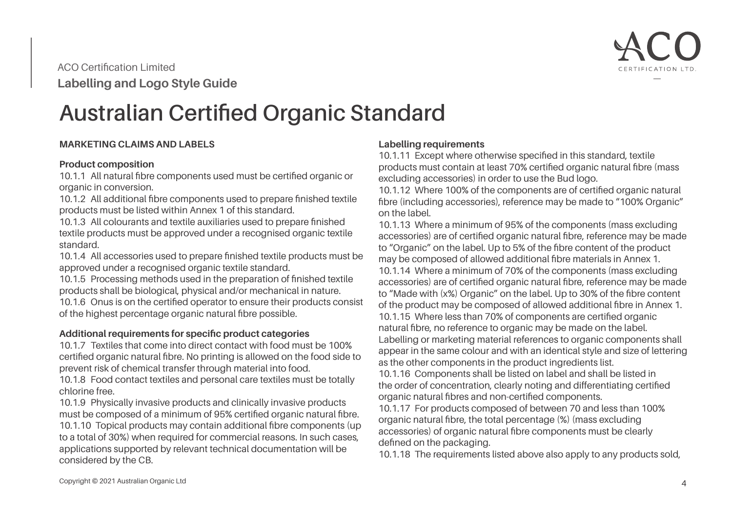# Australian Certified Organic Standard

## MARKETING CLAIMS AND LABELS

### Product composition

10.1.1 All natural fibre components used must be certified organic or organic in conversion.

10.1.2 All additional fibre components used to prepare finished textile products must be listed within Annex 1 of this standard.

10.1.3 All colourants and textile auxiliaries used to prepare finished textile products must be approved under a recognised organic textile standard.

10.1.4 All accessories used to prepare finished textile products must be approved under a recognised organic textile standard.

10.1.5 Processing methods used in the preparation of finished textile products shall be biological, physical and/or mechanical in nature.

10.1.6 Onus is on the certified operator to ensure their products consist of the highest percentage organic natural fibre possible.

### Additional requirements for specific product categories

10.1.7 Textiles that come into direct contact with food must be 100% certified organic natural fibre. No printing is allowed on the food side to prevent risk of chemical transfer through material into food.

10.1.8 Food contact textiles and personal care textiles must be totally chlorine free.

10.1.9 Physically invasive products and clinically invasive products must be composed of a minimum of 95% certified organic natural fibre.

10.1.10 Topical products may contain additional fibre components (up to a total of 30%) when required for commercial reasons. In such cases, applications supported by relevant technical documentation will be considered by the CB.

### Labelling requirements

10.1.11 Except where otherwise specified in this standard, textile products must contain at least 70% certified organic natural fibre (mass excluding accessories) in order to use the Bud logo.

10.1.12 Where 100% of the components are of certified organic natural fibre (including accessories), reference may be made to "100% Organic" on the label.

10.1.13 Where a minimum of 95% of the components (mass excluding accessories) are of certified organic natural fibre, reference may be made to "Organic" on the label. Up to 5% of the fibre content of the product may be composed of allowed additional fibre materials in Annex 1.

10.1.14 Where a minimum of 70% of the components (mass excluding accessories) are of certified organic natural fibre, reference may be made to "Made with (x%) Organic" on the label. Up to 30% of the fibre content of the product may be composed of allowed additional fibre in Annex 1.

10.1.15 Where less than 70% of components are certified organic natural fibre, no reference to organic may be made on the label. Labelling or marketing material references to organic components shall appear in the same colour and with an identical style and size of lettering as the other components in the product ingredients list.

10.1.16 Components shall be listed on label and shall be listed in the order of concentration, clearly noting and differentiating certified organic natural fibres and non-certified components.

10.1.17 For products composed of between 70 and less than 100% organic natural fibre, the total percentage (%) (mass excluding accessories) of organic natural fibre components must be clearly defined on the packaging.

10.1.18 The requirements listed above also apply to any products sold,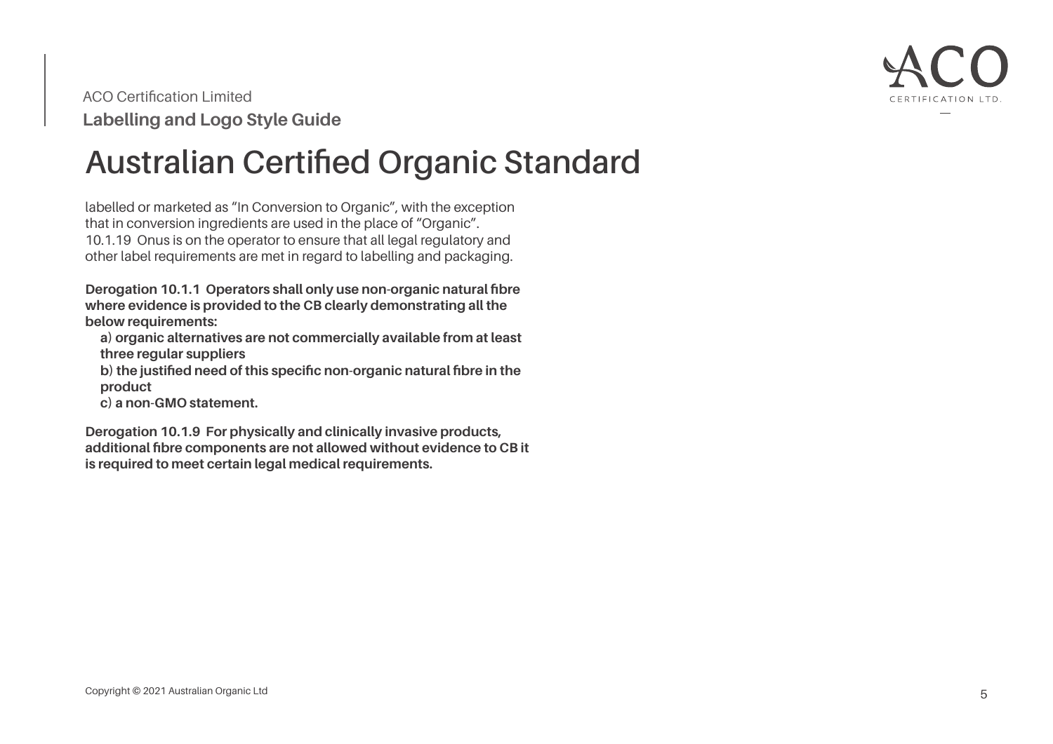# Australian Certified Organic Standard

labelled or marketed as "In Conversion to Organic", with the exception that in conversion ingredients are used in the place of "Organic".
10.1.19 Onus is on the operator to ensure that all legal regulatory and other label requirements are met in regard to labelling and packaging.

**Derogation 10.1.1 Operators shall only use non-organic natural fibre where evidence is provided to the CB clearly demonstrating all the below requirements:**

**a) organic alternatives are not commercially available from at least three regular suppliers**
**b) the justified need of this specific non-organic natural fibre in the product**
**c) a non-GMO statement.**

**Derogation 10.1.9 For physically and clinically invasive products, additional fibre components are not allowed without evidence to CB it is required to meet certain legal medical requirements.**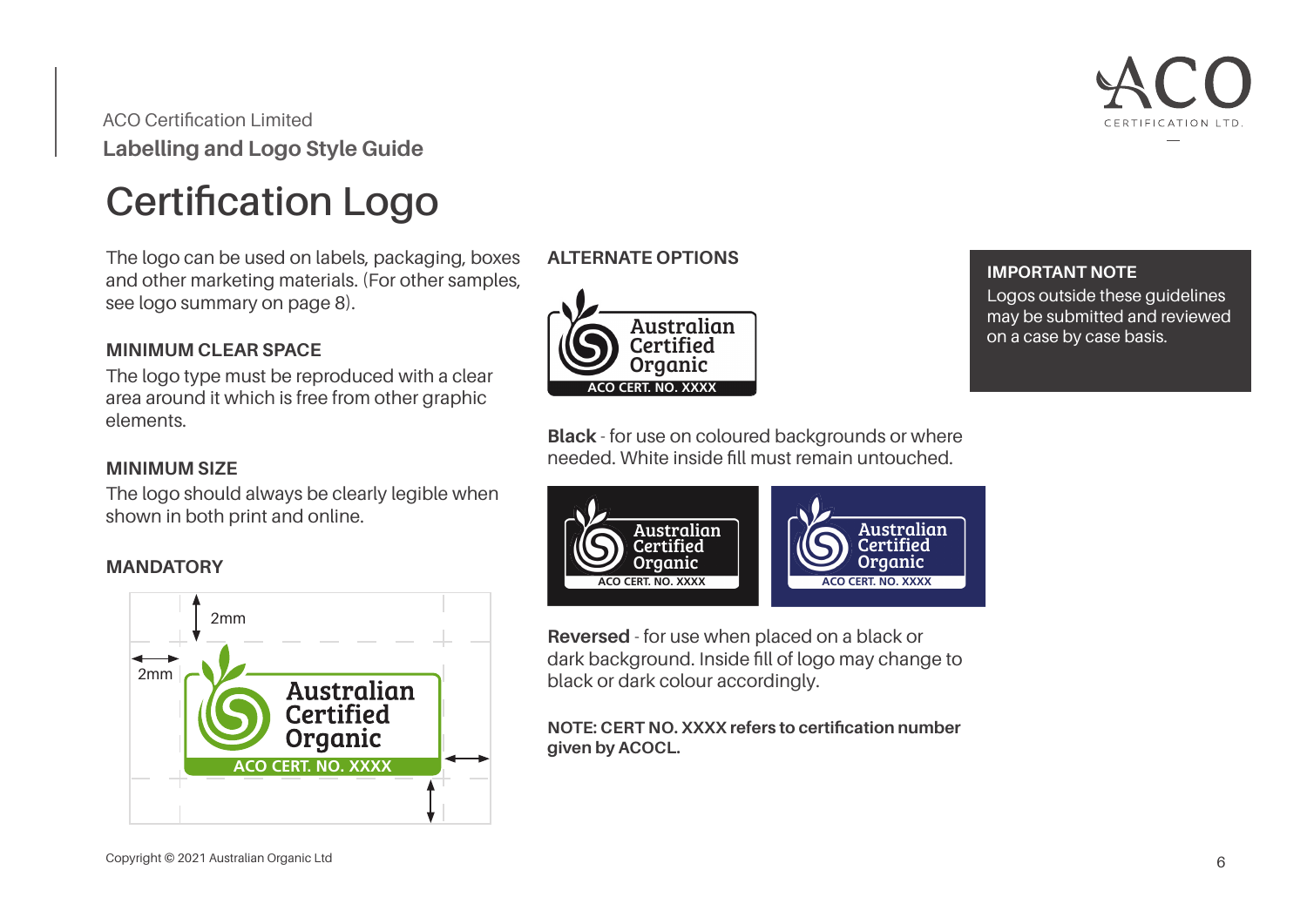ACO Certification Limited

**Labelling and Logo Style Guide**

# Certification Logo

The logo can be used on labels, packaging, boxes and other marketing materials. (For other samples, see logo summary on page 8).

### MINIMUM CLEAR SPACE

The logo type must be reproduced with a clear area around it which is free from other graphic elements.

### MINIMUM SIZE

The logo should always be clearly legible when shown in both print and online.

### MANDATORY

### ALTERNATE OPTIONS

**Black** - for use on coloured backgrounds or where needed. White inside fill must remain untouched.

**Reversed** - for use when placed on a black or dark background. Inside fill of logo may change to black or dark colour accordingly.

**NOTE: CERT NO. XXXX refers to certification number given by ACOCL.**

**IMPORTANT NOTE**

Logos outside these guidelines may be submitted and reviewed on a case by case basis.

Copyright © 2021 Australian Organic Ltd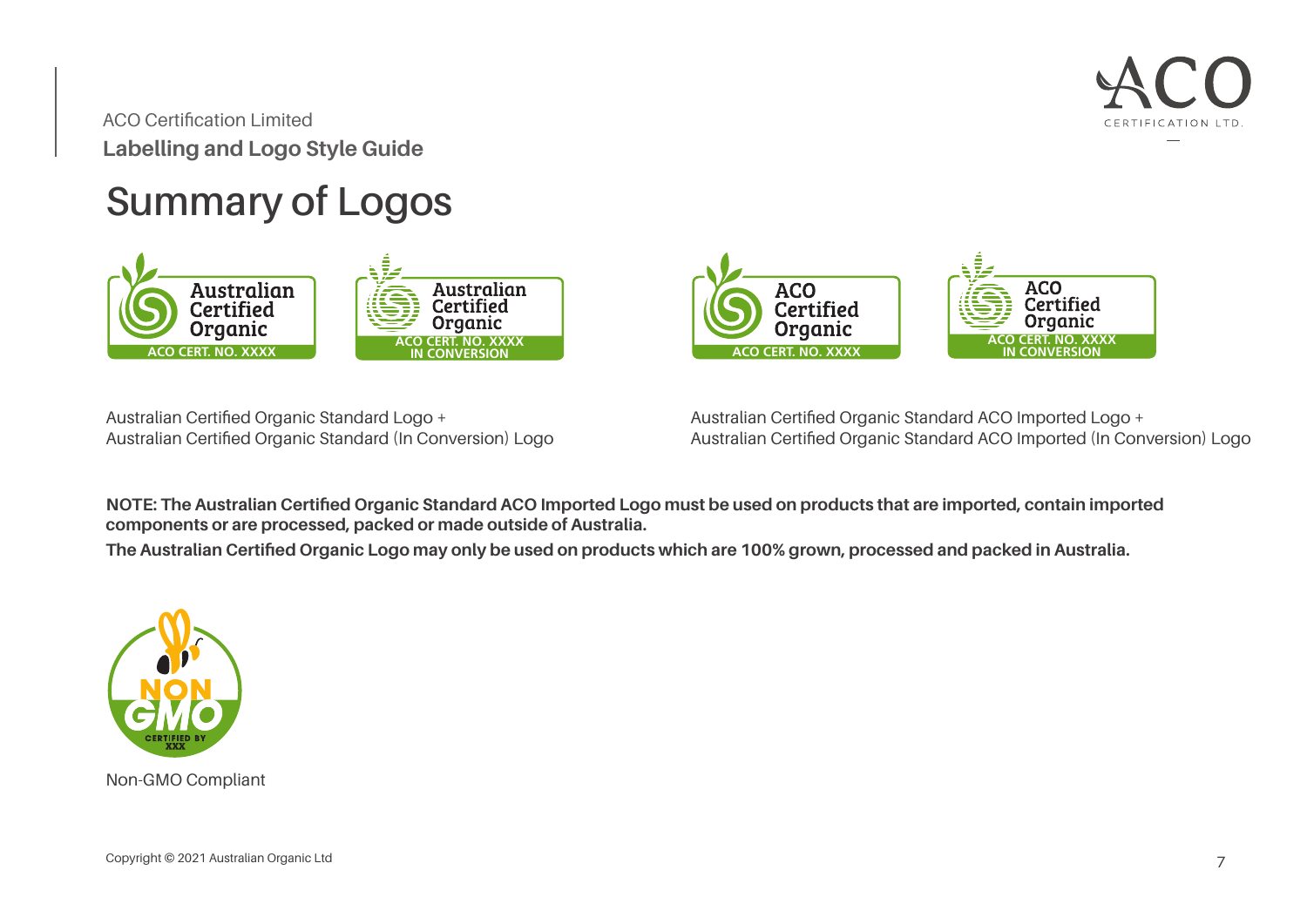ACO Certification Limited

**Labelling and Logo Style Guide**

# Summary of Logos

Australian Certified Organic Standard Logo +
Australian Certified Organic Standard (In Conversion) Logo

Australian Certified Organic Standard ACO Imported Logo +
Australian Certified Organic Standard ACO Imported (In Conversion) Logo

**NOTE: The Australian Certified Organic Standard ACO Imported Logo must be used on products that are imported, contain imported components or are processed, packed or made outside of Australia.**

**The Australian Certified Organic Logo may only be used on products which are 100% grown, processed and packed in Australia.**

Non-GMO Compliant

Copyright © 2021 Australian Organic Ltd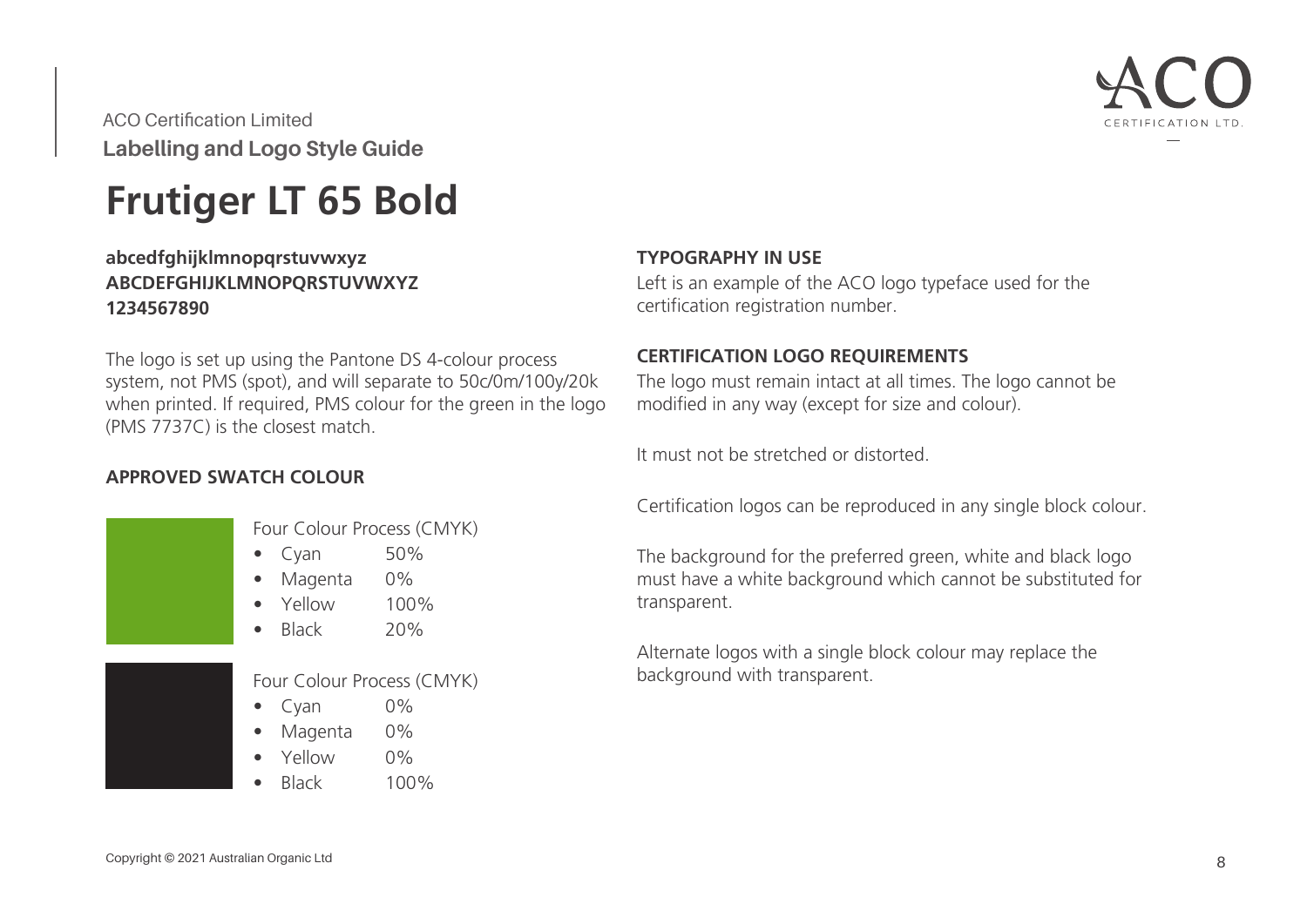ACO Certification Limited
**Labelling and Logo Style Guide**

# Frutiger LT 65 Bold

**abcedfghijklmnopqrstuvwxyz**
**ABCDEFGHIJKLMNOPQRSTUVWXYZ**
**1234567890**

The logo is set up using the Pantone DS 4-colour process system, not PMS (spot), and will separate to 50c/0m/100y/20k when printed. If required, PMS colour for the green in the logo (PMS 7737C) is the closest match.

**APPROVED SWATCH COLOUR**

Four Colour Process (CMYK)

- Cyan 50%
- Magenta 0%
- Yellow 100%
- Black 20%

Four Colour Process (CMYK)

- Cyan 0%
- Magenta 0%
- Yellow 0%
- Black 100%

**TYPOGRAPHY IN USE**

Left is an example of the ACO logo typeface used for the certification registration number.

**CERTIFICATION LOGO REQUIREMENTS**

The logo must remain intact at all times. The logo cannot be modified in any way (except for size and colour).

It must not be stretched or distorted.

Certification logos can be reproduced in any single block colour.

The background for the preferred green, white and black logo must have a white background which cannot be substituted for transparent.

Alternate logos with a single block colour may replace the background with transparent.

Copyright © 2021 Australian Organic Ltd